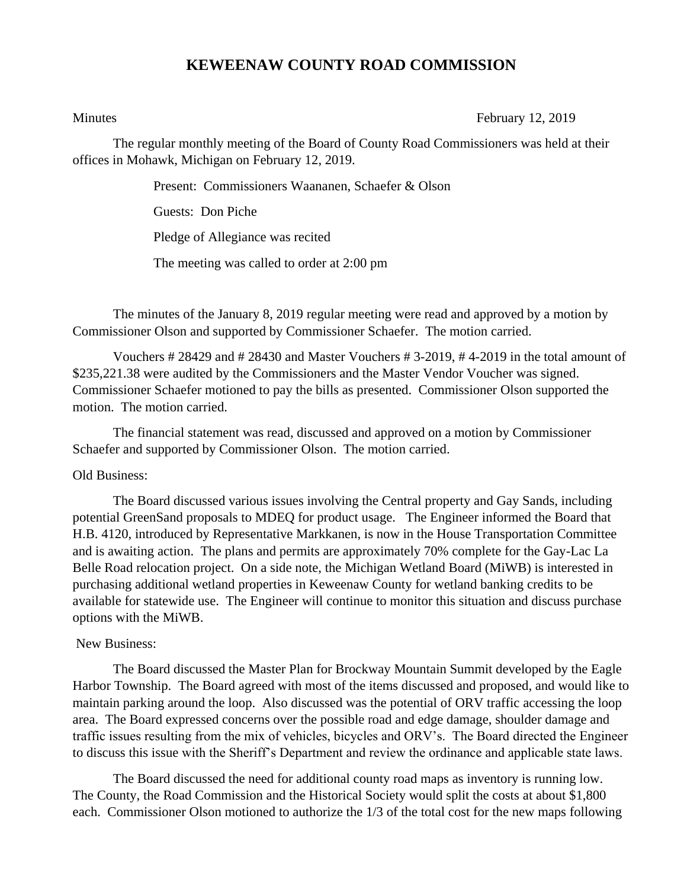# KEWEENAW COUNTY ROAD COMMISSION

Minutes February 12, 2019

The regular monthly meeting of the Board of County Road Commissioners was held at their offices in Mohawk, Michigan on February 12, 2019.

Present: Commissioners Waananen, Schaefer & Olson

Guests: Don Piche

Pledge of Allegiance was recited

The meeting was called to order at 2:00 pm

The minutes of the January 8, 2019 regular meeting were read and approved by a motion by Commissioner Olson and supported by Commissioner Schaefer. The motion carried.

Vouchers # 28429 and # 28430 and Master Vouchers # 3-2019, # 4-2019 in the total amount of $235,221.38 were audited by the Commissioners and the Master Vendor Voucher was signed. Commissioner Schaefer motioned to pay the bills as presented. Commissioner Olson supported the motion. The motion carried.

The financial statement was read, discussed and approved on a motion by Commissioner Schaefer and supported by Commissioner Olson. The motion carried.

Old Business:

The Board discussed various issues involving the Central property and Gay Sands, including potential GreenSand proposals to MDEQ for product usage. The Engineer informed the Board that H.B. 4120, introduced by Representative Markkanen, is now in the House Transportation Committee and is awaiting action. The plans and permits are approximately 70% complete for the Gay-Lac La Belle Road relocation project. On a side note, the Michigan Wetland Board (MiWB) is interested in purchasing additional wetland properties in Keweenaw County for wetland banking credits to be available for statewide use. The Engineer will continue to monitor this situation and discuss purchase options with the MiWB.

New Business:

The Board discussed the Master Plan for Brockway Mountain Summit developed by the Eagle Harbor Township. The Board agreed with most of the items discussed and proposed, and would like to maintain parking around the loop. Also discussed was the potential of ORV traffic accessing the loop area. The Board expressed concerns over the possible road and edge damage, shoulder damage and traffic issues resulting from the mix of vehicles, bicycles and ORV's. The Board directed the Engineer to discuss this issue with the Sheriff's Department and review the ordinance and applicable state laws.

The Board discussed the need for additional county road maps as inventory is running low. The County, the Road Commission and the Historical Society would split the costs at about $1,800 each. Commissioner Olson motioned to authorize the 1/3 of the total cost for the new maps following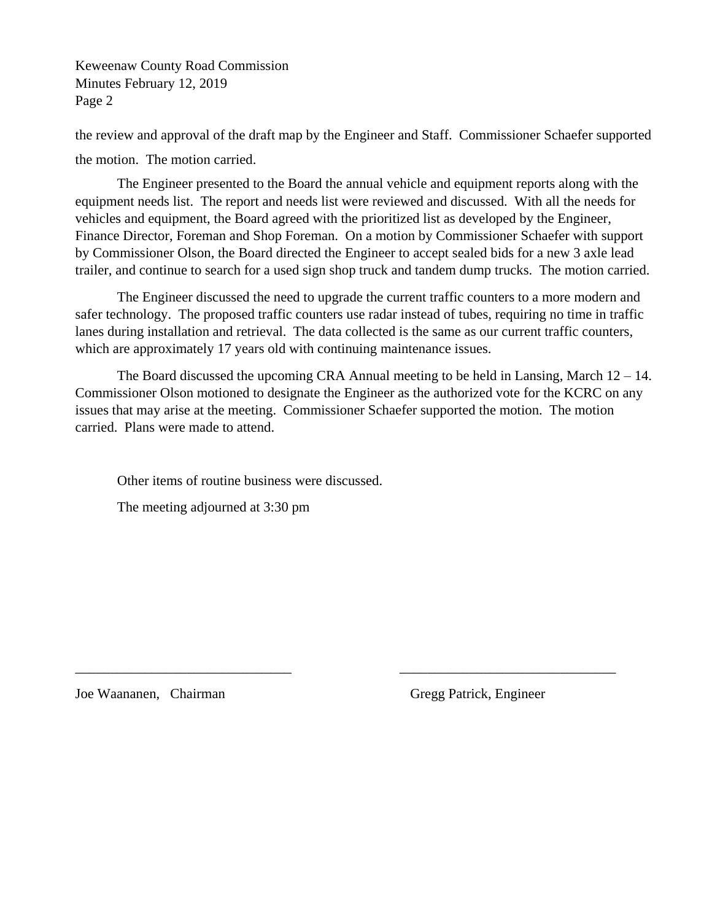the review and approval of the draft map by the Engineer and Staff. Commissioner Schaefer supported the motion. The motion carried.

The Engineer presented to the Board the annual vehicle and equipment reports along with the equipment needs list. The report and needs list were reviewed and discussed. With all the needs for vehicles and equipment, the Board agreed with the prioritized list as developed by the Engineer, Finance Director, Foreman and Shop Foreman. On a motion by Commissioner Schaefer with support by Commissioner Olson, the Board directed the Engineer to accept sealed bids for a new 3 axle lead trailer, and continue to search for a used sign shop truck and tandem dump trucks. The motion carried.

The Engineer discussed the need to upgrade the current traffic counters to a more modern and safer technology. The proposed traffic counters use radar instead of tubes, requiring no time in traffic lanes during installation and retrieval. The data collected is the same as our current traffic counters, which are approximately 17 years old with continuing maintenance issues.

The Board discussed the upcoming CRA Annual meeting to be held in Lansing, March 12 – 14. Commissioner Olson motioned to designate the Engineer as the authorized vote for the KCRC on any issues that may arise at the meeting. Commissioner Schaefer supported the motion. The motion carried. Plans were made to attend.

Other items of routine business were discussed.

The meeting adjourned at 3:30 pm

_______________________________ _______________________________

Joe Waananen, Chairman Gregg Patrick, Engineer